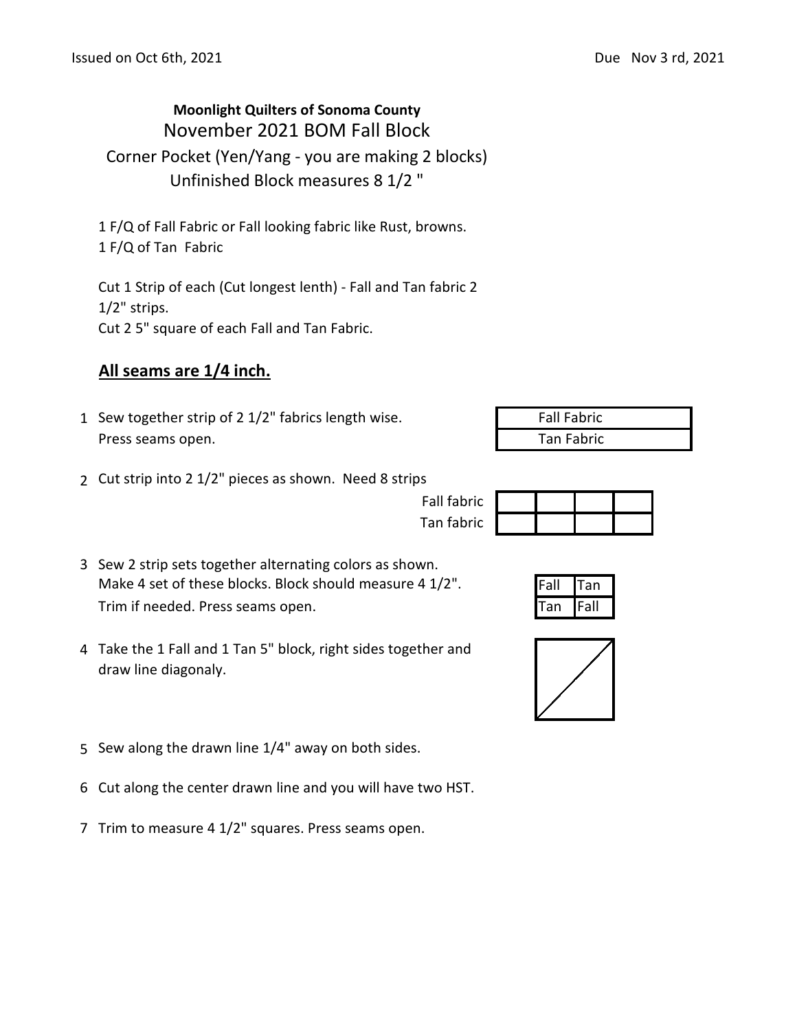Issued on Oct 6th, 2021 Due Nov 3 rd, 2021

**Moonlight Quilters of Sonoma County**

# November 2021 BOM Fall Block

## Corner Pocket (Yen/Yang - you are making 2 blocks)

## Unfinished Block measures 8 1/2 "

1 F/Q of Fall Fabric or Fall looking fabric like Rust, browns.
1 F/Q of Tan Fabric

Cut 1 Strip of each (Cut longest lenth) - Fall and Tan fabric 2 1/2" strips.
Cut 2 5" square of each Fall and Tan Fabric.

**<u>All seams are 1/4 inch.</u>**

1. Sew together strip of 2 1/2" fabrics length wise. Press seams open.

| Fall Fabric |
|---|
| Tan Fabric |

2. Cut strip into 2 1/2" pieces as shown. Need 8 strips

| Fall fabric | | | | |
|---|---|---|---|---|
| Tan fabric | | | | |

3. Sew 2 strip sets together alternating colors as shown. Make 4 set of these blocks. Block should measure 4 1/2". Trim if needed. Press seams open.

| Fall | Tan |
|---|---|
| Tan | Fall |

4. Take the 1 Fall and 1 Tan 5" block, right sides together and draw line diagonaly.

5. Sew along the drawn line 1/4" away on both sides.

6. Cut along the center drawn line and you will have two HST.

7. Trim to measure 4 1/2" squares. Press seams open.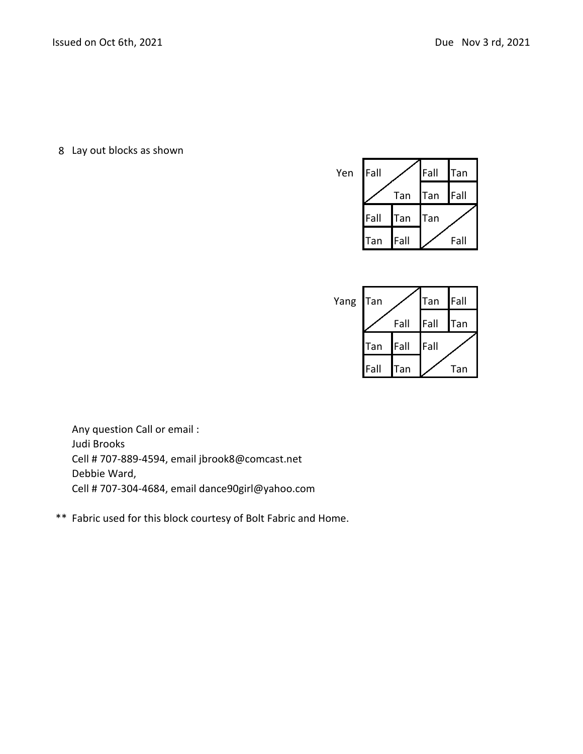Issued on Oct 6th, 2021 Due Nov 3 rd, 2021

8 Lay out blocks as shown

Yen

| | | | |
|---|---|---|---|
| Fall | | Fall | Tan |
| | Tan | Tan | Fall |
| Fall | Tan | Tan | |
| Tan | Fall | | Fall |

Yang

| | | | |
|---|---|---|---|
| Tan | | Tan | Fall |
| | Fall | Fall | Tan |
| Tan | Fall | Fall | |
| Fall | Tan | | Tan |

Any question Call or email :
Judi Brooks
Cell # 707-889-4594, email jbrook8@comcast.net
Debbie Ward,
Cell # 707-304-4684, email dance90girl@yahoo.com

** Fabric used for this block courtesy of Bolt Fabric and Home.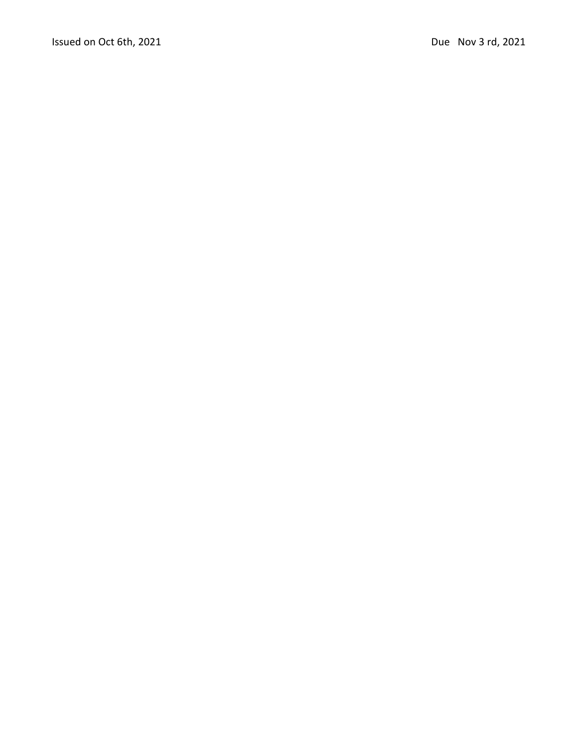Issued on Oct 6th, 2021 Due Nov 3 rd, 2021